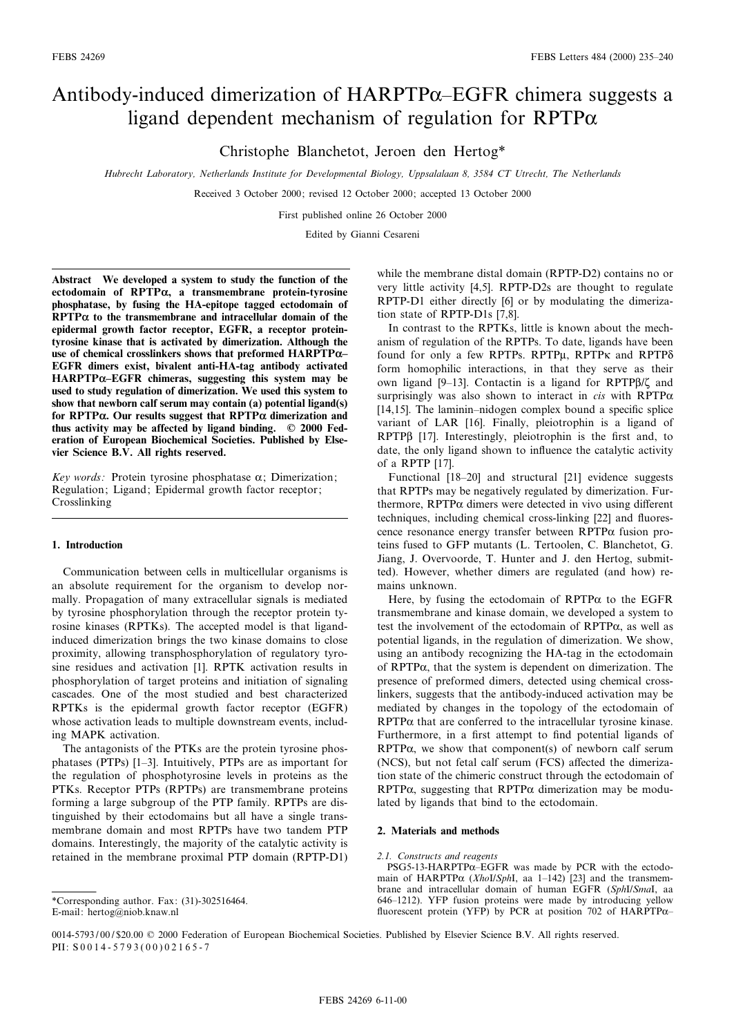# Antibody-induced dimerization of HARPTPα–EGFR chimera suggests a ligand dependent mechanism of regulation for RPTPα

Christophe Blanchetot, Jeroen den Hertog*

*Hubrecht Laboratory, Netherlands Institute for Developmental Biology, Uppsalalaan 8, 3584 CT Utrecht, The Netherlands*

Received 3 October 2000; revised 12 October 2000; accepted 13 October 2000

First published online 26 October 2000

Edited by Gianni Cesareni

**Abstract We developed a system to study the function of the ectodomain of RPTPα, a transmembrane protein-tyrosine phosphatase, by fusing the HA-epitope tagged ectodomain of RPTPα to the transmembrane and intracellular domain of the epidermal growth factor receptor, EGFR, a receptor protein-tyrosine kinase that is activated by dimerization. Although the use of chemical crosslinkers shows that preformed HARPTPα–EGFR dimers exist, bivalent anti-HA-tag antibody activated HARPTPα–EGFR chimeras, suggesting this system may be used to study regulation of dimerization. We used this system to show that newborn calf serum may contain (a) potential ligand(s) for RPTPα. Our results suggest that RPTPα dimerization and thus activity may be affected by ligand binding. © 2000 Federation of European Biochemical Societies. Published by Elsevier Science B.V. All rights reserved.**

*Key words:* Protein tyrosine phosphatase α; Dimerization; Regulation; Ligand; Epidermal growth factor receptor; Crosslinking

## 1. Introduction

Communication between cells in multicellular organisms is an absolute requirement for the organism to develop normally. Propagation of many extracellular signals is mediated by tyrosine phosphorylation through the receptor protein tyrosine kinases (RPTKs). The accepted model is that ligand-induced dimerization brings the two kinase domains to close proximity, allowing transphosphorylation of regulatory tyrosine residues and activation [1]. RPTK activation results in phosphorylation of target proteins and initiation of signaling cascades. One of the most studied and best characterized RPTKs is the epidermal growth factor receptor (EGFR) whose activation leads to multiple downstream events, including MAPK activation.

The antagonists of the PTKs are the protein tyrosine phosphatases (PTPs) [1–3]. Intuitively, PTPs are as important for the regulation of phosphotyrosine levels in proteins as the PTKs. Receptor PTPs (RPTPs) are transmembrane proteins forming a large subgroup of the PTP family. RPTPs are distinguished by their ectodomains but all have a single transmembrane domain and most RPTPs have two tandem PTP domains. Interestingly, the majority of the catalytic activity is retained in the membrane proximal PTP domain (RPTP-D1) while the membrane distal domain (RPTP-D2) contains no or very little activity [4,5]. RPTP-D2s are thought to regulate RPTP-D1 either directly [6] or by modulating the dimerization state of RPTP-D1s [7,8].

In contrast to the RPTKs, little is known about the mechanism of regulation of the RPTPs. To date, ligands have been found for only a few RPTPs. RPTPμ, RPTPκ and RPTPδ form homophilic interactions, in that they serve as their own ligand [9–13]. Contactin is a ligand for RPTPβ/ζ and surprisingly was also shown to interact in *cis* with RPTPα [14,15]. The laminin–nidogen complex bound a specific splice variant of LAR [16]. Finally, pleiotrophin is a ligand of RPTPβ [17]. Interestingly, pleiotrophin is the first and, to date, the only ligand shown to influence the catalytic activity of a RPTP [17].

Functional [18–20] and structural [21] evidence suggests that RPTPs may be negatively regulated by dimerization. Furthermore, RPTPα dimers were detected in vivo using different techniques, including chemical cross-linking [22] and fluorescence resonance energy transfer between RPTPα fusion proteins fused to GFP mutants (L. Tertoolen, C. Blanchetot, G. Jiang, J. Overvoorde, T. Hunter and J. den Hertog, submitted). However, whether dimers are regulated (and how) remains unknown.

Here, by fusing the ectodomain of RPTPα to the EGFR transmembrane and kinase domain, we developed a system to test the involvement of the ectodomain of RPTPα, as well as potential ligands, in the regulation of dimerization. We show, using an antibody recognizing the HA-tag in the ectodomain of RPTPα, that the system is dependent on dimerization. The presence of preformed dimers, detected using chemical cross-linkers, suggests that the antibody-induced activation may be mediated by changes in the topology of the ectodomain of RPTPα that are conferred to the intracellular tyrosine kinase. Furthermore, in a first attempt to find potential ligands of RPTPα, we show that component(s) of newborn calf serum (NCS), but not fetal calf serum (FCS) affected the dimerization state of the chimeric construct through the ectodomain of RPTPα, suggesting that RPTPα dimerization may be modulated by ligands that bind to the ectodomain.

## 2. Materials and methods

### 2.1. Constructs and reagents

PSG5-13-HARPTPα–EGFR was made by PCR with the ectodomain of HARPTPα (*Xho*I/*Sph*I, aa 1–142) [23] and the transmembrane and intracellular domain of human EGFR (*Sph*I/*Sma*I, aa 646–1212). YFP fusion proteins were made by introducing yellow fluorescent protein (YFP) by PCR at position 702 of HARPTPα–

*Corresponding author. Fax: (31)-302516464.
E-mail: hertog@niob.knaw.nl

0014-5793/00/$20.00 © 2000 Federation of European Biochemical Societies. Published by Elsevier Science B.V. All rights reserved.
PII: S0014-5793(00)02165-7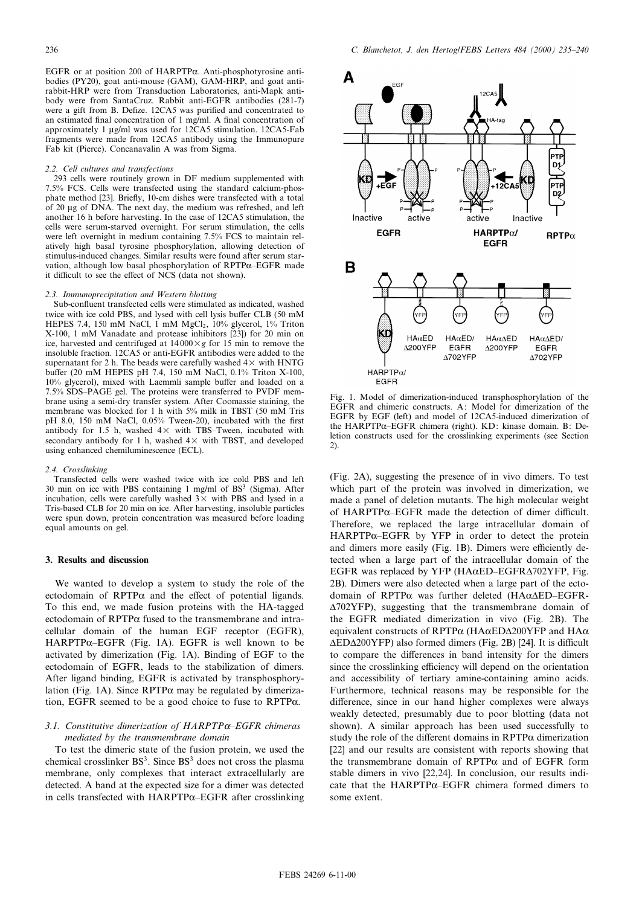EGFR or at position 200 of HARPTPα. Anti-phosphotyrosine antibodies (PY20), goat anti-mouse (GAM), GAM-HRP, and goat anti-rabbit-HRP were from Transduction Laboratories, anti-Mapk antibody were from SantaCruz. Rabbit anti-EGFR antibodies (281-7) were a gift from B. Defize. 12CA5 was purified and concentrated to an estimated final concentration of 1 mg/ml. A final concentration of approximately 1 μg/ml was used for 12CA5 stimulation. 12CA5-Fab fragments were made from 12CA5 antibody using the Immunopure Fab kit (Pierce). Concanavalin A was from Sigma.

### 2.2. Cell cultures and transfections

293 cells were routinely grown in DF medium supplemented with 7.5% FCS. Cells were transfected using the standard calcium-phosphate method [23]. Briefly, 10-cm dishes were transfected with a total of 20 μg of DNA. The next day, the medium was refreshed, and left another 16 h before harvesting. In the case of 12CA5 stimulation, the cells were serum-starved overnight. For serum stimulation, the cells were left overnight in medium containing 7.5% FCS to maintain relatively high basal tyrosine phosphorylation, allowing detection of stimulus-induced changes. Similar results were found after serum starvation, although low basal phosphorylation of RPTPα–EGFR made it difficult to see the effect of NCS (data not shown).

### 2.3. Immunoprecipitation and Western blotting

Sub-confluent transfected cells were stimulated as indicated, washed twice with ice cold PBS, and lysed with cell lysis buffer CLB (50 mM HEPES 7.4, 150 mM NaCl, 1 mM $MgCl_2$, 10% glycerol, 1% Triton X-100, 1 mM Vanadate and protease inhibitors [23]) for 20 min on ice, harvested and centrifuged at $14\,000\times g$ for 15 min to remove the insoluble fraction. 12CA5 or anti-EGFR antibodies were added to the supernatant for 2 h. The beads were carefully washed 4× with HNTG buffer (20 mM HEPES pH 7.4, 150 mM NaCl, 0.1% Triton X-100, 10% glycerol), mixed with Laemmli sample buffer and loaded on a 7.5% SDS–PAGE gel. The proteins were transferred to PVDF membrane using a semi-dry transfer system. After Coomassie staining, the membrane was blocked for 1 h with 5% milk in TBST (50 mM Tris pH 8.0, 150 mM NaCl, 0.05% Tween-20), incubated with the first antibody for 1.5 h, washed 4× with TBS–Tween, incubated with secondary antibody for 1 h, washed 4× with TBST, and developed using enhanced chemiluminescence (ECL).

### 2.4. Crosslinking

Transfected cells were washed twice with ice cold PBS and left 30 min on ice with PBS containing 1 mg/ml of $BS^3$ (Sigma). After incubation, cells were carefully washed 3× with PBS and lysed in a Tris-based CLB for 20 min on ice. After harvesting, insoluble particles were spun down, protein concentration was measured before loading equal amounts on gel.

## 3. Results and discussion

We wanted to develop a system to study the role of the ectodomain of RPTPα and the effect of potential ligands. To this end, we made fusion proteins with the HA-tagged ectodomain of RPTPα fused to the transmembrane and intracellular domain of the human EGF receptor (EGFR), HARPTPα–EGFR (Fig. 1A). EGFR is well known to be activated by dimerization (Fig. 1A). Binding of EGF to the ectodomain of EGFR, leads to the stabilization of dimers. After ligand binding, EGFR is activated by transphosphorylation (Fig. 1A). Since RPTPα may be regulated by dimerization, EGFR seemed to be a good choice to fuse to RPTPα.

### 3.1. Constitutive dimerization of HARPTPα–EGFR chimeras mediated by the transmembrane domain

To test the dimeric state of the fusion protein, we used the chemical crosslinker $BS^3$. Since $BS^3$ does not cross the plasma membrane, only complexes that interact extracellularly are detected. A band at the expected size for a dimer was detected in cells transfected with HARPTPα–EGFR after crosslinking (Fig. 2A), suggesting the presence of in vivo dimers. To test which part of the protein was involved in dimerization, we made a panel of deletion mutants. The high molecular weight of HARPTPα–EGFR made the detection of dimer difficult. Therefore, we replaced the large intracellular domain of HARPTPα–EGFR by YFP in order to detect the protein and dimers more easily (Fig. 1B). Dimers were efficiently detected when a large part of the intracellular domain of the EGFR was replaced by YFP (HAαED–EGFRΔ702YFP, Fig. 2B). Dimers were also detected when a large part of the ectodomain of RPTPα was further deleted (HAαΔED–EGFR-Δ702YFP), suggesting that the transmembrane domain of the EGFR mediated dimerization in vivo (Fig. 2B). The equivalent constructs of RPTPα (HAαEDΔ200YFP and HAα ΔEDΔ200YFP) also formed dimers (Fig. 2B) [24]. It is difficult to compare the differences in band intensity for the dimers since the crosslinking efficiency will depend on the orientation and accessibility of tertiary amine-containing amino acids. Furthermore, technical reasons may be responsible for the difference, since in our hand higher complexes were always weakly detected, presumably due to poor blotting (data not shown). A similar approach has been used successfully to study the role of the different domains in RPTPα dimerization [22] and our results are consistent with reports showing that the transmembrane domain of RPTPα and of EGFR form stable dimers in vivo [22,24]. In conclusion, our results indicate that the HARPTPα–EGFR chimera formed dimers to some extent.

Fig. 1. Model of dimerization-induced transphosphorylation of the EGFR and chimeric constructs. A: Model for dimerization of the EGFR by EGF (left) and model of 12CA5-induced dimerization of the HARPTPα–EGFR chimera (right). KD: kinase domain. B: Deletion constructs used for the crosslinking experiments (see Section 2).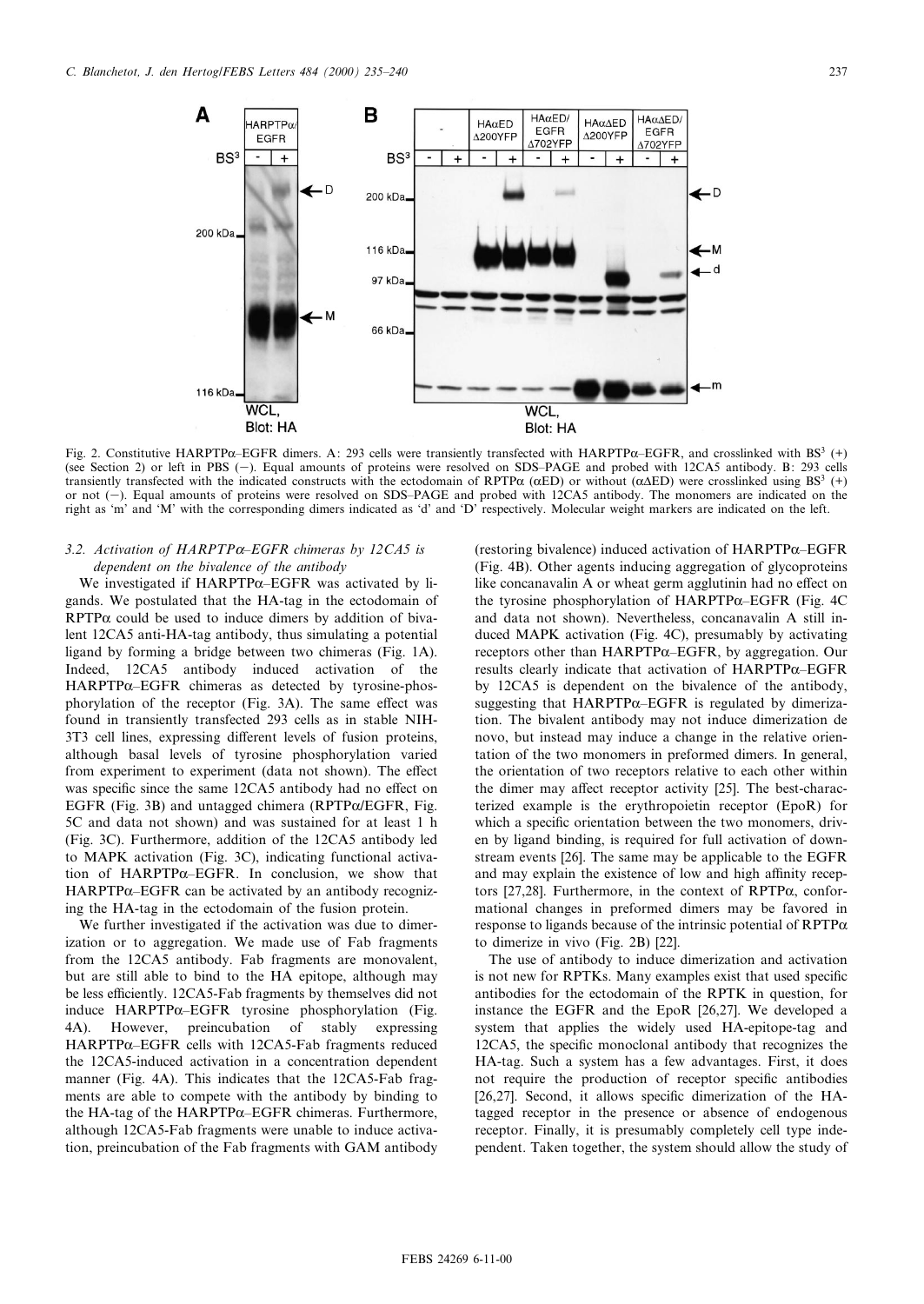Fig. 2. Constitutive HARPTPα–EGFR dimers. A: 293 cells were transiently transfected with HARPTPα–EGFR, and crosslinked with $BS^3$ (+) (see Section 2) or left in PBS (−). Equal amounts of proteins were resolved on SDS–PAGE and probed with 12CA5 antibody. B: 293 cells transiently transfected with the indicated constructs with the ectodomain of RPTPα (αED) or without (αΔED) were crosslinked using $BS^3$ (+) or not (−). Equal amounts of proteins were resolved on SDS–PAGE and probed with 12CA5 antibody. The monomers are indicated on the right as 'm' and 'M' with the corresponding dimers indicated as 'd' and 'D' respectively. Molecular weight markers are indicated on the left.

### 3.2. Activation of HARPTPα–EGFR chimeras by 12CA5 is dependent on the bivalence of the antibody

We investigated if HARPTPα–EGFR was activated by ligands. We postulated that the HA-tag in the ectodomain of RPTPα could be used to induce dimers by addition of bivalent 12CA5 anti-HA-tag antibody, thus simulating a potential ligand by forming a bridge between two chimeras (Fig. 1A). Indeed, 12CA5 antibody induced activation of the HARPTPα–EGFR chimeras as detected by tyrosine-phosphorylation of the receptor (Fig. 3A). The same effect was found in transiently transfected 293 cells as in stable NIH-3T3 cell lines, expressing different levels of fusion proteins, although basal levels of tyrosine phosphorylation varied from experiment to experiment (data not shown). The effect was specific since the same 12CA5 antibody had no effect on EGFR (Fig. 3B) and untagged chimera (RPTPα/EGFR, Fig. 5C and data not shown) and was sustained for at least 1 h (Fig. 3C). Furthermore, addition of the 12CA5 antibody led to MAPK activation (Fig. 3C), indicating functional activation of HARPTPα–EGFR. In conclusion, we show that HARPTPα–EGFR can be activated by an antibody recognizing the HA-tag in the ectodomain of the fusion protein.

We further investigated if the activation was due to dimerization or to aggregation. We made use of Fab fragments from the 12CA5 antibody. Fab fragments are monovalent, but are still able to bind to the HA epitope, although may be less efficiently. 12CA5-Fab fragments by themselves did not induce HARPTPα–EGFR tyrosine phosphorylation (Fig. 4A). However, preincubation of stably expressing HARPTPα–EGFR cells with 12CA5-Fab fragments reduced the 12CA5-induced activation in a concentration dependent manner (Fig. 4A). This indicates that the 12CA5-Fab fragments are able to compete with the antibody by binding to the HA-tag of the HARPTPα–EGFR chimeras. Furthermore, although 12CA5-Fab fragments were unable to induce activation, preincubation of the Fab fragments with GAM antibody (restoring bivalence) induced activation of HARPTPα–EGFR (Fig. 4B). Other agents inducing aggregation of glycoproteins like concanavalin A or wheat germ agglutinin had no effect on the tyrosine phosphorylation of HARPTPα–EGFR (Fig. 4C and data not shown). Nevertheless, concanavalin A still induced MAPK activation (Fig. 4C), presumably by activating receptors other than HARPTPα–EGFR, by aggregation. Our results clearly indicate that activation of HARPTPα–EGFR by 12CA5 is dependent on the bivalence of the antibody, suggesting that HARPTPα–EGFR is regulated by dimerization. The bivalent antibody may not induce dimerization de novo, but instead may induce a change in the relative orientation of the two monomers in preformed dimers. In general, the orientation of two receptors relative to each other within the dimer may affect receptor activity [25]. The best-characterized example is the erythropoietin receptor (EpoR) for which a specific orientation between the two monomers, driven by ligand binding, is required for full activation of downstream events [26]. The same may be applicable to the EGFR and may explain the existence of low and high affinity receptors [27,28]. Furthermore, in the context of RPTPα, conformational changes in preformed dimers may be favored in response to ligands because of the intrinsic potential of RPTPα to dimerize in vivo (Fig. 2B) [22].

The use of antibody to induce dimerization and activation is not new for RPTKs. Many examples exist that used specific antibodies for the ectodomain of the RPTK in question, for instance the EGFR and the EpoR [26,27]. We developed a system that applies the widely used HA-epitope-tag and 12CA5, the specific monoclonal antibody that recognizes the HA-tag. Such a system has a few advantages. First, it does not require the production of receptor specific antibodies [26,27]. Second, it allows specific dimerization of the HA-tagged receptor in the presence or absence of endogenous receptor. Finally, it is presumably completely cell type independent. Taken together, the system should allow the study of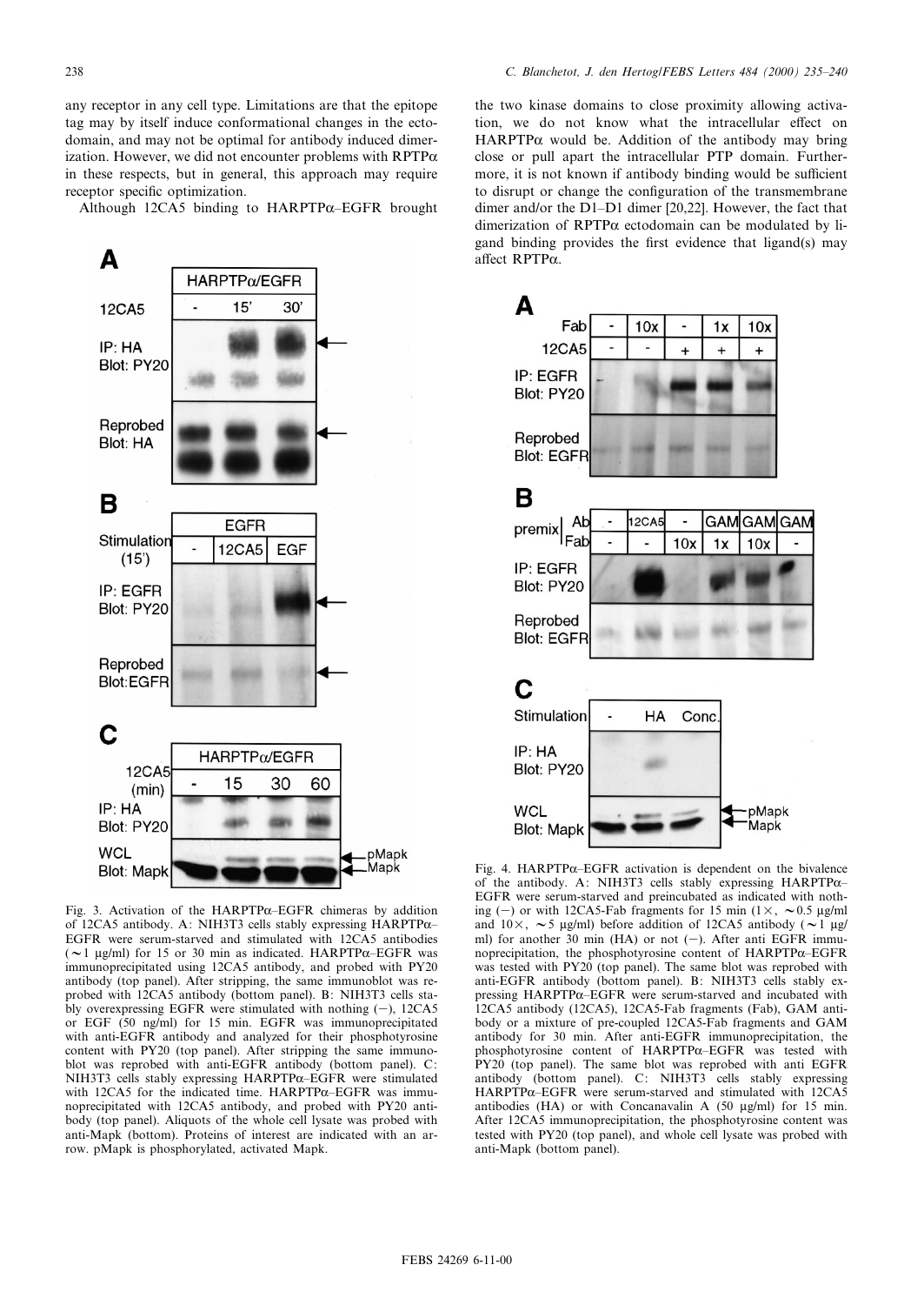any receptor in any cell type. Limitations are that the epitope tag may by itself induce conformational changes in the ectodomain, and may not be optimal for antibody induced dimerization. However, we did not encounter problems with RPTPα in these respects, but in general, this approach may require receptor specific optimization.

Although 12CA5 binding to HARPTPα–EGFR brought the two kinase domains to close proximity allowing activation, we do not know what the intracellular effect on HARPTPα would be. Addition of the antibody may bring close or pull apart the intracellular PTP domain. Furthermore, it is not known if antibody binding would be sufficient to disrupt or change the configuration of the transmembrane dimer and/or the D1–D1 dimer [20,22]. However, the fact that dimerization of RPTPα ectodomain can be modulated by ligand binding provides the first evidence that ligand(s) may affect RPTPα.

Fig. 3. Activation of the HARPTPα–EGFR chimeras by addition of 12CA5 antibody. A: NIH3T3 cells stably expressing HARPTPα–EGFR were serum-starved and stimulated with 12CA5 antibodies (∼1 μg/ml) for 15 or 30 min as indicated. HARPTPα–EGFR was immunoprecipitated using 12CA5 antibody, and probed with PY20 antibody (top panel). After stripping, the same immunoblot was reprobed with 12CA5 antibody (bottom panel). B: NIH3T3 cells stably overexpressing EGFR were stimulated with nothing (−), 12CA5 or EGF (50 ng/ml) for 15 min. EGFR was immunoprecipitated with anti-EGFR antibody and analyzed for their phosphotyrosine content with PY20 (top panel). After stripping the same immunoblot was reprobed with anti-EGFR antibody (bottom panel). C: NIH3T3 cells stably expressing HARPTPα–EGFR were stimulated with 12CA5 for the indicated time. HARPTPα–EGFR was immunoprecipitated with 12CA5 antibody, and probed with PY20 antibody (top panel). Aliquots of the whole cell lysate was probed with anti-Mapk (bottom). Proteins of interest are indicated with an arrow. pMapk is phosphorylated, activated Mapk.

Fig. 4. HARPTPα–EGFR activation is dependent on the bivalence of the antibody. A: NIH3T3 cells stably expressing HARPTPα–EGFR were serum-starved and preincubated as indicated with nothing (−) or with 12CA5-Fab fragments for 15 min (1×, ∼0.5 μg/ml and 10×, ∼5 μg/ml) before addition of 12CA5 antibody (∼1 μg/ml) for another 30 min (HA) or not (−). After anti EGFR immunoprecipitation, the phosphotyrosine content of HARPTPα–EGFR was tested with PY20 (top panel). The same blot was reprobed with anti-EGFR antibody (bottom panel). B: NIH3T3 cells stably expressing HARPTPα–EGFR were serum-starved and incubated with 12CA5 antibody (12CA5), 12CA5-Fab fragments (Fab), GAM antibody or a mixture of pre-coupled 12CA5-Fab fragments and GAM antibody for 30 min. After anti-EGFR immunoprecipitation, the phosphotyrosine content of HARPTPα–EGFR was tested with PY20 (top panel). The same blot was reprobed with anti EGFR antibody (bottom panel). C: NIH3T3 cells stably expressing HARPTPα–EGFR were serum-starved and stimulated with 12CA5 antibodies (HA) or with Concanavalin A (50 μg/ml) for 15 min. After 12CA5 immunoprecipitation, the phosphotyrosine content was tested with PY20 (top panel), and whole cell lysate was probed with anti-Mapk (bottom panel).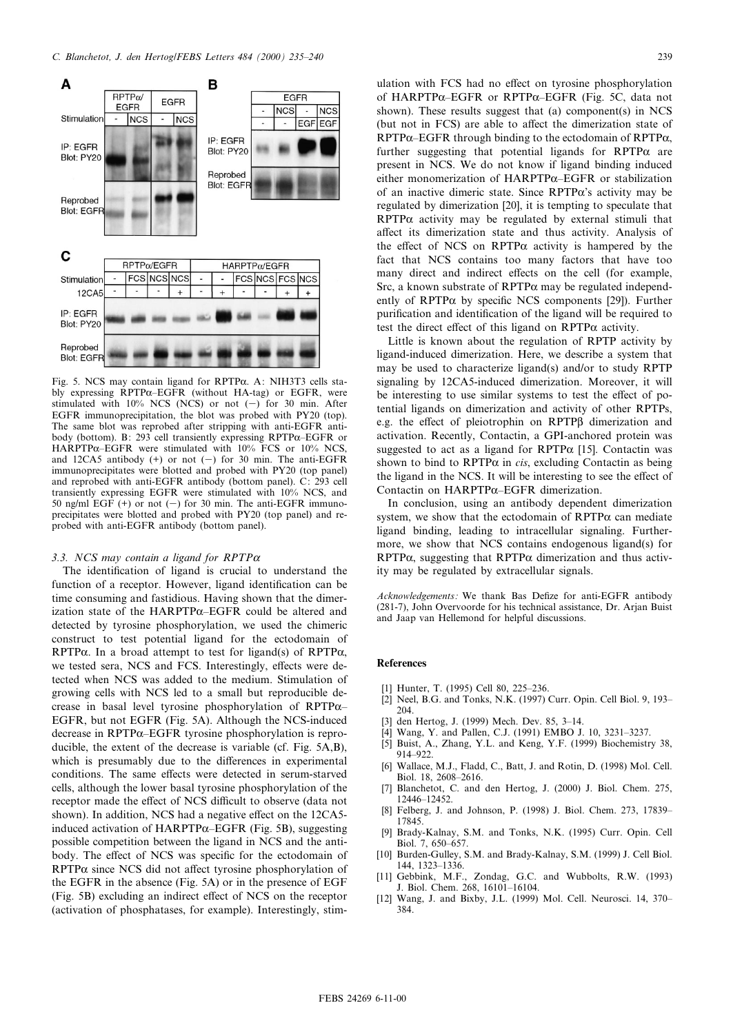Fig. 5. NCS may contain ligand for RPTPα. A: NIH3T3 cells stably expressing RPTPα–EGFR (without HA-tag) or EGFR, were stimulated with 10% NCS (NCS) or not (−) for 30 min. After EGFR immunoprecipitation, the blot was probed with PY20 (top). The same blot was reprobed after stripping with anti-EGFR antibody (bottom). B: 293 cell transiently expressing RPTPα–EGFR or HARPTPα–EGFR were stimulated with 10% FCS or 10% NCS, and 12CA5 antibody (+) or not (−) for 30 min. The anti-EGFR immunoprecipitates were blotted and probed with PY20 (top panel) and reprobed with anti-EGFR antibody (bottom panel). C: 293 cell transiently expressing EGFR were stimulated with 10% NCS, and 50 ng/ml EGF (+) or not (−) for 30 min. The anti-EGFR immunoprecipitates were blotted and probed with PY20 (top panel) and reprobed with anti-EGFR antibody (bottom panel).

### 3.3. NCS may contain a ligand for RPTPα

The identification of ligand is crucial to understand the function of a receptor. However, ligand identification can be time consuming and fastidious. Having shown that the dimerization state of the HARPTPα–EGFR could be altered and detected by tyrosine phosphorylation, we used the chimeric construct to test potential ligand for the ectodomain of RPTPα. In a broad attempt to test for ligand(s) of RPTPα, we tested sera, NCS and FCS. Interestingly, effects were detected when NCS was added to the medium. Stimulation of growing cells with NCS led to a small but reproducible decrease in basal level tyrosine phosphorylation of RPTPα–EGFR, but not EGFR (Fig. 5A). Although the NCS-induced decrease in RPTPα–EGFR tyrosine phosphorylation is reproducible, the extent of the decrease is variable (cf. Fig. 5A,B), which is presumably due to the differences in experimental conditions. The same effects were detected in serum-starved cells, although the lower basal tyrosine phosphorylation of the receptor made the effect of NCS difficult to observe (data not shown). In addition, NCS had a negative effect on the 12CA5-induced activation of HARPTPα–EGFR (Fig. 5B), suggesting possible competition between the ligand in NCS and the antibody. The effect of NCS was specific for the ectodomain of RPTPα since NCS did not affect tyrosine phosphorylation of the EGFR in the absence (Fig. 5A) or in the presence of EGF (Fig. 5B) excluding an indirect effect of NCS on the receptor (activation of phosphatases, for example). Interestingly, stimulation with FCS had no effect on tyrosine phosphorylation of HARPTPα–EGFR or RPTPα–EGFR (Fig. 5C, data not shown). These results suggest that (a) component(s) in NCS (but not in FCS) are able to affect the dimerization state of RPTPα–EGFR through binding to the ectodomain of RPTPα, further suggesting that potential ligands for RPTPα are present in NCS. We do not know if ligand binding induced either monomerization of HARPTPα–EGFR or stabilization of an inactive dimeric state. Since RPTPα's activity may be regulated by dimerization [20], it is tempting to speculate that RPTPα activity may be regulated by external stimuli that affect its dimerization state and thus activity. Analysis of the effect of NCS on RPTPα activity is hampered by the fact that NCS contains too many factors that have too many direct and indirect effects on the cell (for example, Src, a known substrate of RPTPα may be regulated independently of RPTPα by specific NCS components [29]). Further purification and identification of the ligand will be required to test the direct effect of this ligand on RPTPα activity.

Little is known about the regulation of RPTP activity by ligand-induced dimerization. Here, we describe a system that may be used to characterize ligand(s) and/or to study RPTP signaling by 12CA5-induced dimerization. Moreover, it will be interesting to use similar systems to test the effect of potential ligands on dimerization and activity of other RPTPs, e.g. the effect of pleiotrophin on RPTPβ dimerization and activation. Recently, Contactin, a GPI-anchored protein was suggested to act as a ligand for RPTPα [15]. Contactin was shown to bind to RPTPα in *cis*, excluding Contactin as being the ligand in the NCS. It will be interesting to see the effect of Contactin on HARPTPα–EGFR dimerization.

In conclusion, using an antibody dependent dimerization system, we show that the ectodomain of RPTPα can mediate ligand binding, leading to intracellular signaling. Furthermore, we show that NCS contains endogenous ligand(s) for RPTPα, suggesting that RPTPα dimerization and thus activity may be regulated by extracellular signals.

*Acknowledgements:* We thank Bas Defize for anti-EGFR antibody (281-7), John Overvoorde for his technical assistance, Dr. Arjan Buist and Jaap van Hellemond for helpful discussions.

## References

[1] Hunter, T. (1995) Cell 80, 225–236.
[2] Neel, B.G. and Tonks, N.K. (1997) Curr. Opin. Cell Biol. 9, 193–204.
[3] den Hertog, J. (1999) Mech. Dev. 85, 3–14.
[4] Wang, Y. and Pallen, C.J. (1991) EMBO J. 10, 3231–3237.
[5] Buist, A., Zhang, Y.L. and Keng, Y.F. (1999) Biochemistry 38, 914–922.
[6] Wallace, M.J., Fladd, C., Batt, J. and Rotin, D. (1998) Mol. Cell. Biol. 18, 2608–2616.
[7] Blanchetot, C. and den Hertog, J. (2000) J. Biol. Chem. 275, 12446–12452.
[8] Felberg, J. and Johnson, P. (1998) J. Biol. Chem. 273, 17839–17845.
[9] Brady-Kalnay, S.M. and Tonks, N.K. (1995) Curr. Opin. Cell Biol. 7, 650–657.
[10] Burden-Gulley, S.M. and Brady-Kalnay, S.M. (1999) J. Cell Biol. 144, 1323–1336.
[11] Gebbink, M.F., Zondag, G.C. and Wubbolts, R.W. (1993) J. Biol. Chem. 268, 16101–16104.
[12] Wang, J. and Bixby, J.L. (1999) Mol. Cell. Neurosci. 14, 370–384.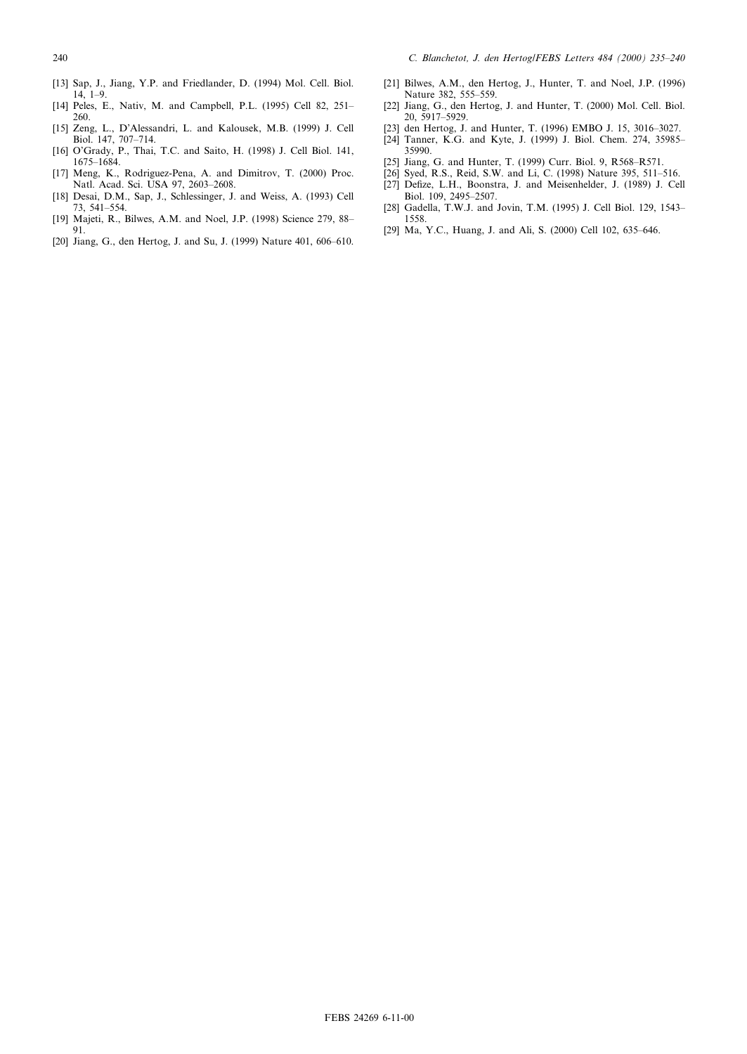[13] Sap, J., Jiang, Y.P. and Friedlander, D. (1994) Mol. Cell. Biol. 14, 1–9.

[14] Peles, E., Nativ, M. and Campbell, P.L. (1995) Cell 82, 251–260.

[15] Zeng, L., D'Alessandri, L. and Kalousek, M.B. (1999) J. Cell Biol. 147, 707–714.

[16] O'Grady, P., Thai, T.C. and Saito, H. (1998) J. Cell Biol. 141, 1675–1684.

[17] Meng, K., Rodriguez-Pena, A. and Dimitrov, T. (2000) Proc. Natl. Acad. Sci. USA 97, 2603–2608.

[18] Desai, D.M., Sap, J., Schlessinger, J. and Weiss, A. (1993) Cell 73, 541–554.

[19] Majeti, R., Bilwes, A.M. and Noel, J.P. (1998) Science 279, 88–91.

[20] Jiang, G., den Hertog, J. and Su, J. (1999) Nature 401, 606–610.

[21] Bilwes, A.M., den Hertog, J., Hunter, T. and Noel, J.P. (1996) Nature 382, 555–559.

[22] Jiang, G., den Hertog, J. and Hunter, T. (2000) Mol. Cell. Biol. 20, 5917–5929.

[23] den Hertog, J. and Hunter, T. (1996) EMBO J. 15, 3016–3027.

[24] Tanner, K.G. and Kyte, J. (1999) J. Biol. Chem. 274, 35985–35990.

[25] Jiang, G. and Hunter, T. (1999) Curr. Biol. 9, R568–R571.

[26] Syed, R.S., Reid, S.W. and Li, C. (1998) Nature 395, 511–516.

[27] Defize, L.H., Boonstra, J. and Meisenhelder, J. (1989) J. Cell Biol. 109, 2495–2507.

[28] Gadella, T.W.J. and Jovin, T.M. (1995) J. Cell Biol. 129, 1543–1558.

[29] Ma, Y.C., Huang, J. and Ali, S. (2000) Cell 102, 635–646.